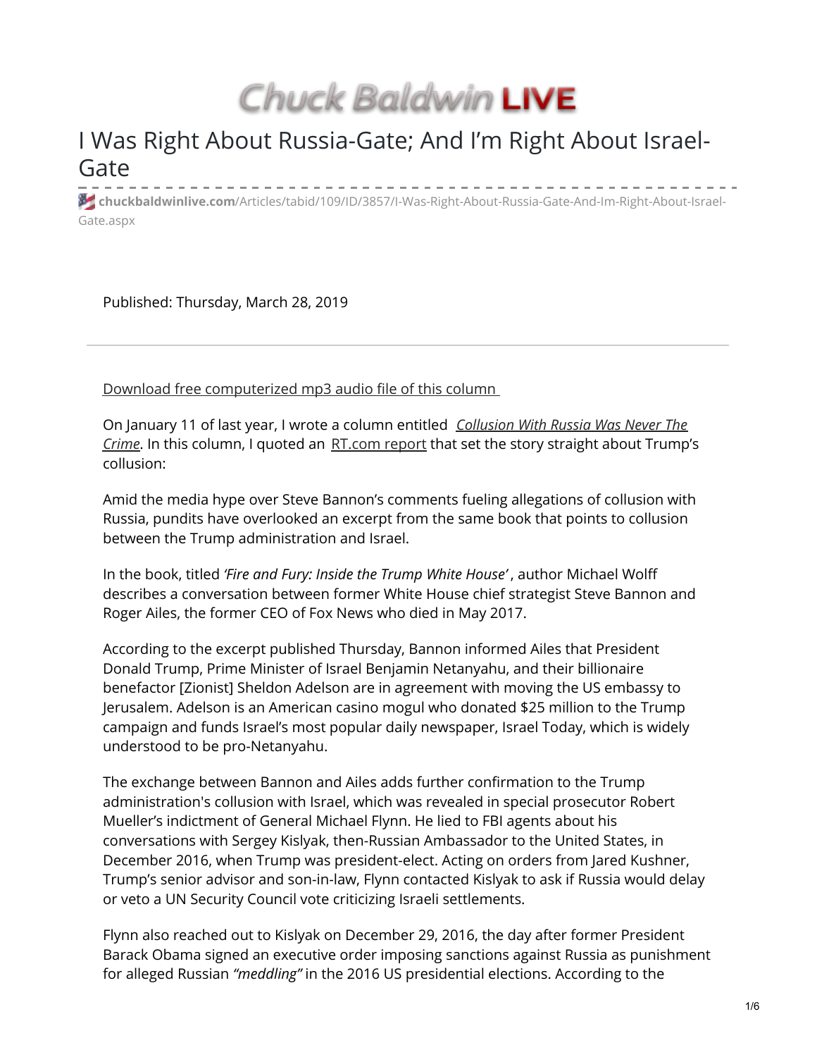Chuck Baldwin LIVE

# I Was Right About Russia-Gate; And I'm Right About Israel-Gate

chuckbaldwinlive.com/Articles/tabid/109/ID/3857/I-Was-Right-About-Russia-Gate-And-Im-Right-About-Israel-Gate.aspx

Published: Thursday, March 28, 2019

Download free computerized mp3 audio file of this column

On January 11 of last year, I wrote a column entitled *Collusion With Russia Was Never The Crime*. In this column, I quoted an RT.com report that set the story straight about Trump's collusion:

Amid the media hype over Steve Bannon's comments fueling allegations of collusion with Russia, pundits have overlooked an excerpt from the same book that points to collusion between the Trump administration and Israel.

In the book, titled *'Fire and Fury: Inside the Trump White House'*, author Michael Wolff describes a conversation between former White House chief strategist Steve Bannon and Roger Ailes, the former CEO of Fox News who died in May 2017.

According to the excerpt published Thursday, Bannon informed Ailes that President Donald Trump, Prime Minister of Israel Benjamin Netanyahu, and their billionaire benefactor [Zionist] Sheldon Adelson are in agreement with moving the US embassy to Jerusalem. Adelson is an American casino mogul who donated $25 million to the Trump campaign and funds Israel's most popular daily newspaper, Israel Today, which is widely understood to be pro-Netanyahu.

The exchange between Bannon and Ailes adds further confirmation to the Trump administration's collusion with Israel, which was revealed in special prosecutor Robert Mueller's indictment of General Michael Flynn. He lied to FBI agents about his conversations with Sergey Kislyak, then-Russian Ambassador to the United States, in December 2016, when Trump was president-elect. Acting on orders from Jared Kushner, Trump's senior advisor and son-in-law, Flynn contacted Kislyak to ask if Russia would delay or veto a UN Security Council vote criticizing Israeli settlements.

Flynn also reached out to Kislyak on December 29, 2016, the day after former President Barack Obama signed an executive order imposing sanctions against Russia as punishment for alleged Russian *"meddling"* in the 2016 US presidential elections. According to the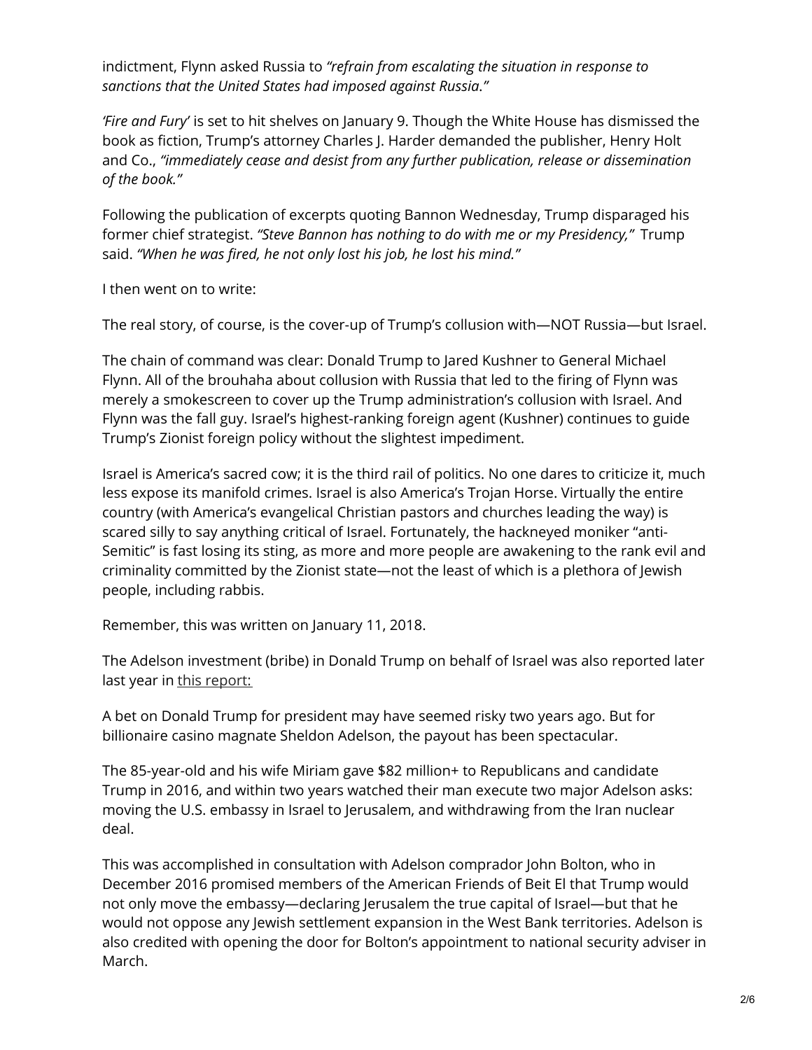indictment, Flynn asked Russia to *"refrain from escalating the situation in response to sanctions that the United States had imposed against Russia."*

*'Fire and Fury'* is set to hit shelves on January 9. Though the White House has dismissed the book as fiction, Trump's attorney Charles J. Harder demanded the publisher, Henry Holt and Co., *"immediately cease and desist from any further publication, release or dissemination of the book."*

Following the publication of excerpts quoting Bannon Wednesday, Trump disparaged his former chief strategist. *"Steve Bannon has nothing to do with me or my Presidency,"* Trump said. *"When he was fired, he not only lost his job, he lost his mind."*

I then went on to write:

The real story, of course, is the cover-up of Trump's collusion with—NOT Russia—but Israel.

The chain of command was clear: Donald Trump to Jared Kushner to General Michael Flynn. All of the brouhaha about collusion with Russia that led to the firing of Flynn was merely a smokescreen to cover up the Trump administration's collusion with Israel. And Flynn was the fall guy. Israel's highest-ranking foreign agent (Kushner) continues to guide Trump's Zionist foreign policy without the slightest impediment.

Israel is America's sacred cow; it is the third rail of politics. No one dares to criticize it, much less expose its manifold crimes. Israel is also America's Trojan Horse. Virtually the entire country (with America's evangelical Christian pastors and churches leading the way) is scared silly to say anything critical of Israel. Fortunately, the hackneyed moniker "anti-Semitic" is fast losing its sting, as more and more people are awakening to the rank evil and criminality committed by the Zionist state—not the least of which is a plethora of Jewish people, including rabbis.

Remember, this was written on January 11, 2018.

The Adelson investment (bribe) in Donald Trump on behalf of Israel was also reported later last year in this report:

A bet on Donald Trump for president may have seemed risky two years ago. But for billionaire casino magnate Sheldon Adelson, the payout has been spectacular.

The 85-year-old and his wife Miriam gave $82 million+ to Republicans and candidate Trump in 2016, and within two years watched their man execute two major Adelson asks: moving the U.S. embassy in Israel to Jerusalem, and withdrawing from the Iran nuclear deal.

This was accomplished in consultation with Adelson comprador John Bolton, who in December 2016 promised members of the American Friends of Beit El that Trump would not only move the embassy—declaring Jerusalem the true capital of Israel—but that he would not oppose any Jewish settlement expansion in the West Bank territories. Adelson is also credited with opening the door for Bolton's appointment to national security adviser in March.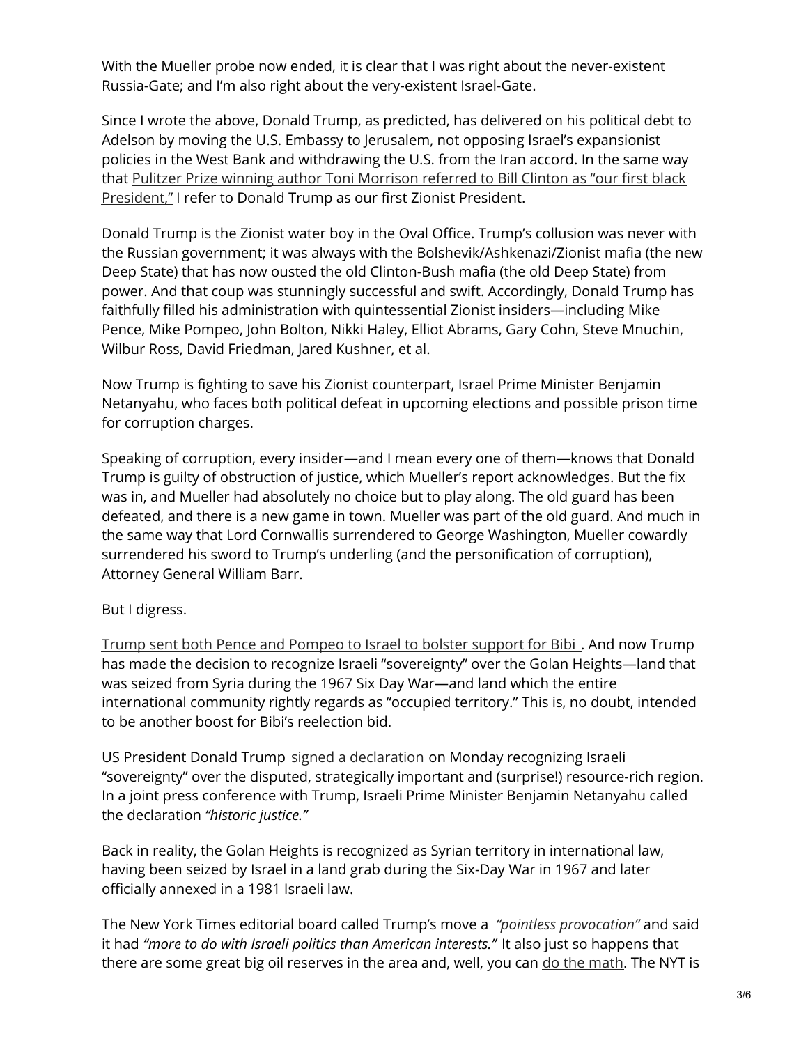With the Mueller probe now ended, it is clear that I was right about the never-existent Russia-Gate; and I'm also right about the very-existent Israel-Gate.

Since I wrote the above, Donald Trump, as predicted, has delivered on his political debt to Adelson by moving the U.S. Embassy to Jerusalem, not opposing Israel's expansionist policies in the West Bank and withdrawing the U.S. from the Iran accord. In the same way that Pulitzer Prize winning author Toni Morrison referred to Bill Clinton as "our first black President," I refer to Donald Trump as our first Zionist President.

Donald Trump is the Zionist water boy in the Oval Office. Trump's collusion was never with the Russian government; it was always with the Bolshevik/Ashkenazi/Zionist mafia (the new Deep State) that has now ousted the old Clinton-Bush mafia (the old Deep State) from power. And that coup was stunningly successful and swift. Accordingly, Donald Trump has faithfully filled his administration with quintessential Zionist insiders—including Mike Pence, Mike Pompeo, John Bolton, Nikki Haley, Elliot Abrams, Gary Cohn, Steve Mnuchin, Wilbur Ross, David Friedman, Jared Kushner, et al.

Now Trump is fighting to save his Zionist counterpart, Israel Prime Minister Benjamin Netanyahu, who faces both political defeat in upcoming elections and possible prison time for corruption charges.

Speaking of corruption, every insider—and I mean every one of them—knows that Donald Trump is guilty of obstruction of justice, which Mueller's report acknowledges. But the fix was in, and Mueller had absolutely no choice but to play along. The old guard has been defeated, and there is a new game in town. Mueller was part of the old guard. And much in the same way that Lord Cornwallis surrendered to George Washington, Mueller cowardly surrendered his sword to Trump's underling (and the personification of corruption), Attorney General William Barr.

But I digress.

Trump sent both Pence and Pompeo to Israel to bolster support for Bibi . And now Trump has made the decision to recognize Israeli "sovereignty" over the Golan Heights—land that was seized from Syria during the 1967 Six Day War—and land which the entire international community rightly regards as "occupied territory." This is, no doubt, intended to be another boost for Bibi's reelection bid.

US President Donald Trump signed a declaration on Monday recognizing Israeli "sovereignty" over the disputed, strategically important and (surprise!) resource-rich region. In a joint press conference with Trump, Israeli Prime Minister Benjamin Netanyahu called the declaration *"historic justice."*

Back in reality, the Golan Heights is recognized as Syrian territory in international law, having been seized by Israel in a land grab during the Six-Day War in 1967 and later officially annexed in a 1981 Israeli law.

The New York Times editorial board called Trump's move a *"pointless provocation"* and said it had *"more to do with Israeli politics than American interests."* It also just so happens that there are some great big oil reserves in the area and, well, you can do the math. The NYT is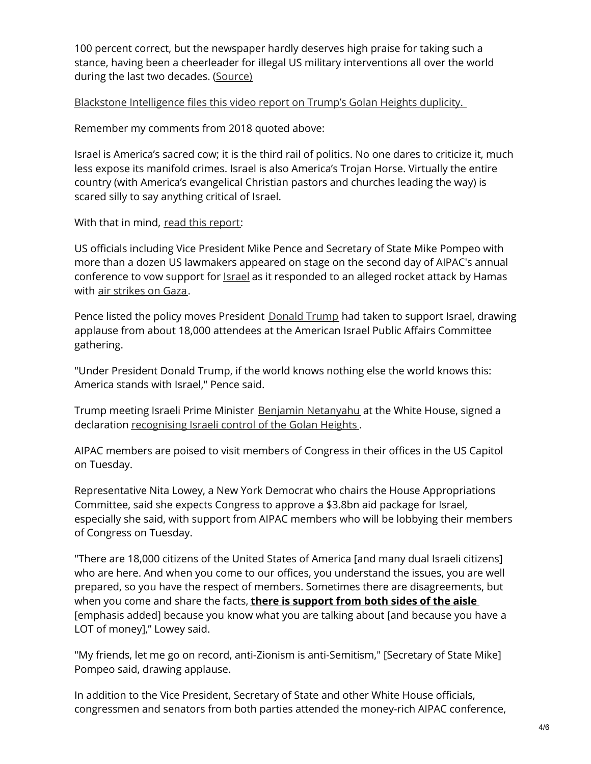100 percent correct, but the newspaper hardly deserves high praise for taking such a stance, having been a cheerleader for illegal US military interventions all over the world during the last two decades. (Source)

Blackstone Intelligence files this video report on Trump's Golan Heights duplicity.

Remember my comments from 2018 quoted above:

Israel is America's sacred cow; it is the third rail of politics. No one dares to criticize it, much less expose its manifold crimes. Israel is also America's Trojan Horse. Virtually the entire country (with America's evangelical Christian pastors and churches leading the way) is scared silly to say anything critical of Israel.

With that in mind, read this report:

US officials including Vice President Mike Pence and Secretary of State Mike Pompeo with more than a dozen US lawmakers appeared on stage on the second day of AIPAC's annual conference to vow support for Israel as it responded to an alleged rocket attack by Hamas with air strikes on Gaza.

Pence listed the policy moves President Donald Trump had taken to support Israel, drawing applause from about 18,000 attendees at the American Israel Public Affairs Committee gathering.

"Under President Donald Trump, if the world knows nothing else the world knows this: America stands with Israel," Pence said.

Trump meeting Israeli Prime Minister Benjamin Netanyahu at the White House, signed a declaration recognising Israeli control of the Golan Heights.

AIPAC members are poised to visit members of Congress in their offices in the US Capitol on Tuesday.

Representative Nita Lowey, a New York Democrat who chairs the House Appropriations Committee, said she expects Congress to approve a $3.8bn aid package for Israel, especially she said, with support from AIPAC members who will be lobbying their members of Congress on Tuesday.

"There are 18,000 citizens of the United States of America [and many dual Israeli citizens] who are here. And when you come to our offices, you understand the issues, you are well prepared, so you have the respect of members. Sometimes there are disagreements, but when you come and share the facts, **there is support from both sides of the aisle** [emphasis added] because you know what you are talking about [and because you have a LOT of money]," Lowey said.

"My friends, let me go on record, anti-Zionism is anti-Semitism," [Secretary of State Mike] Pompeo said, drawing applause.

In addition to the Vice President, Secretary of State and other White House officials, congressmen and senators from both parties attended the money-rich AIPAC conference,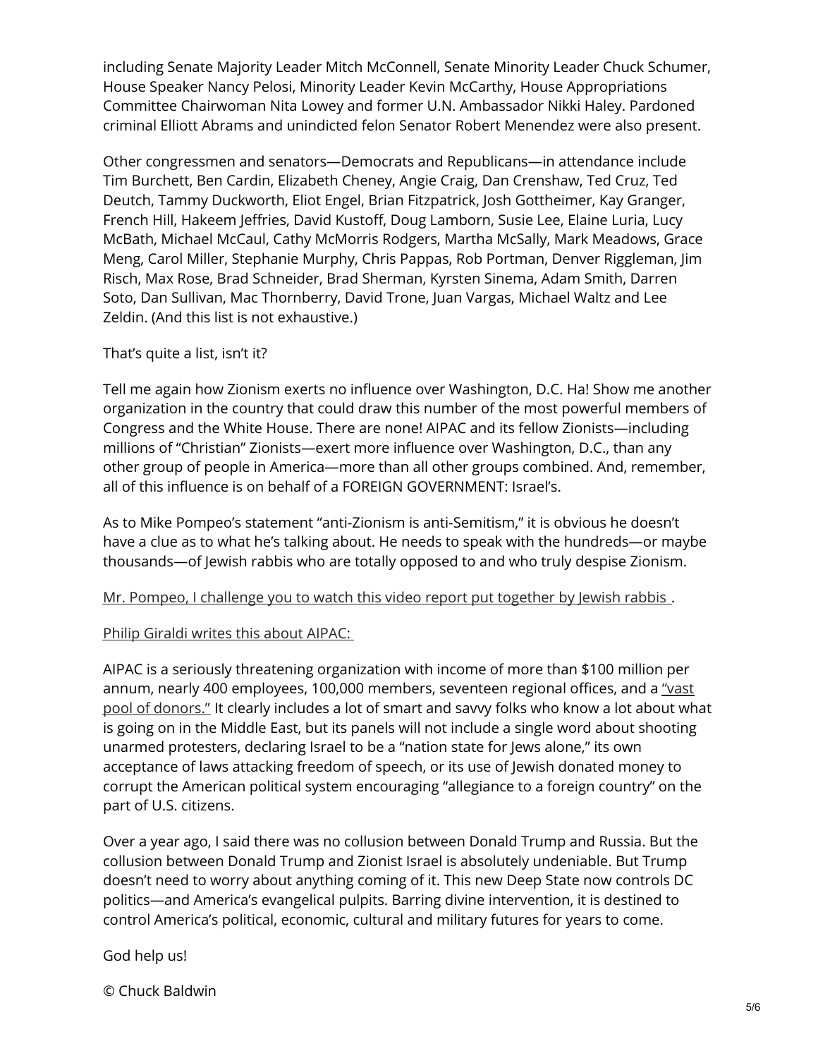including Senate Majority Leader Mitch McConnell, Senate Minority Leader Chuck Schumer, House Speaker Nancy Pelosi, Minority Leader Kevin McCarthy, House Appropriations Committee Chairwoman Nita Lowey and former U.N. Ambassador Nikki Haley. Pardoned criminal Elliott Abrams and unindicted felon Senator Robert Menendez were also present.

Other congressmen and senators—Democrats and Republicans—in attendance include Tim Burchett, Ben Cardin, Elizabeth Cheney, Angie Craig, Dan Crenshaw, Ted Cruz, Ted Deutch, Tammy Duckworth, Eliot Engel, Brian Fitzpatrick, Josh Gottheimer, Kay Granger, French Hill, Hakeem Jeffries, David Kustoff, Doug Lamborn, Susie Lee, Elaine Luria, Lucy McBath, Michael McCaul, Cathy McMorris Rodgers, Martha McSally, Mark Meadows, Grace Meng, Carol Miller, Stephanie Murphy, Chris Pappas, Rob Portman, Denver Riggleman, Jim Risch, Max Rose, Brad Schneider, Brad Sherman, Kyrsten Sinema, Adam Smith, Darren Soto, Dan Sullivan, Mac Thornberry, David Trone, Juan Vargas, Michael Waltz and Lee Zeldin. (And this list is not exhaustive.)

That's quite a list, isn't it?

Tell me again how Zionism exerts no influence over Washington, D.C. Ha! Show me another organization in the country that could draw this number of the most powerful members of Congress and the White House. There are none! AIPAC and its fellow Zionists—including millions of "Christian" Zionists—exert more influence over Washington, D.C., than any other group of people in America—more than all other groups combined. And, remember, all of this influence is on behalf of a FOREIGN GOVERNMENT: Israel's.

As to Mike Pompeo's statement "anti-Zionism is anti-Semitism," it is obvious he doesn't have a clue as to what he's talking about. He needs to speak with the hundreds—or maybe thousands—of Jewish rabbis who are totally opposed to and who truly despise Zionism.

Mr. Pompeo, I challenge you to watch this video report put together by Jewish rabbis .

Philip Giraldi writes this about AIPAC:

AIPAC is a seriously threatening organization with income of more than $100 million per annum, nearly 400 employees, 100,000 members, seventeen regional offices, and a "vast pool of donors." It clearly includes a lot of smart and savvy folks who know a lot about what is going on in the Middle East, but its panels will not include a single word about shooting unarmed protesters, declaring Israel to be a "nation state for Jews alone," its own acceptance of laws attacking freedom of speech, or its use of Jewish donated money to corrupt the American political system encouraging "allegiance to a foreign country" on the part of U.S. citizens.

Over a year ago, I said there was no collusion between Donald Trump and Russia. But the collusion between Donald Trump and Zionist Israel is absolutely undeniable. But Trump doesn't need to worry about anything coming of it. This new Deep State now controls DC politics—and America's evangelical pulpits. Barring divine intervention, it is destined to control America's political, economic, cultural and military futures for years to come.

God help us!

© Chuck Baldwin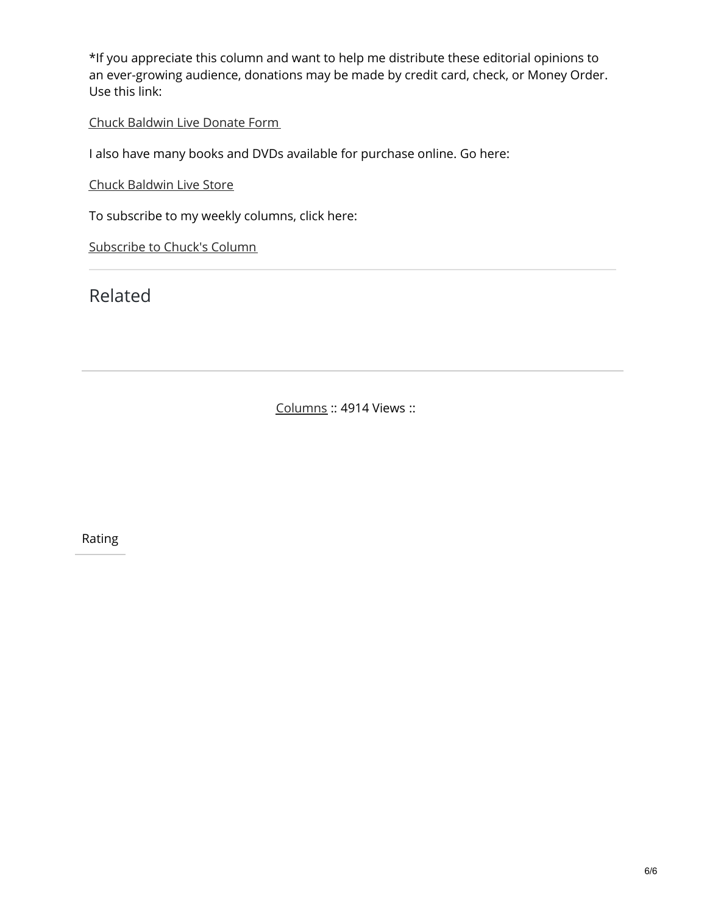*If you appreciate this column and want to help me distribute these editorial opinions to an ever-growing audience, donations may be made by credit card, check, or Money Order. Use this link:

Chuck Baldwin Live Donate Form

I also have many books and DVDs available for purchase online. Go here:

Chuck Baldwin Live Store

To subscribe to my weekly columns, click here:

Subscribe to Chuck's Column

---

## Related

---

Columns :: 4914 Views ::

Rating